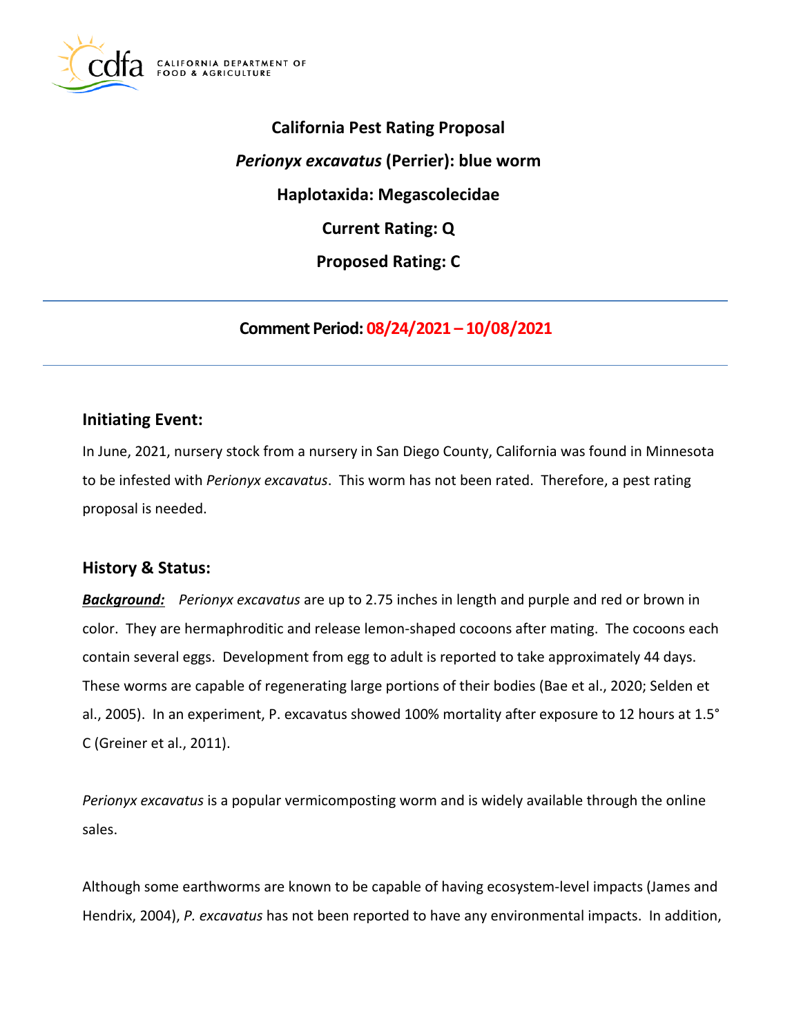**California Pest Rating Proposal**

***Perionyx excavatus* (Perrier): blue worm**

**Haplotaxida: Megascolecidae**

**Current Rating: Q**

**Proposed Rating: C**

---

**Comment Period: 08/24/2021 – 10/08/2021**

---

## Initiating Event:

In June, 2021, nursery stock from a nursery in San Diego County, California was found in Minnesota to be infested with *Perionyx excavatus*. This worm has not been rated. Therefore, a pest rating proposal is needed.

## History & Status:

***Background:*** *Perionyx excavatus* are up to 2.75 inches in length and purple and red or brown in color. They are hermaphroditic and release lemon-shaped cocoons after mating. The cocoons each contain several eggs. Development from egg to adult is reported to take approximately 44 days. These worms are capable of regenerating large portions of their bodies (Bae et al., 2020; Selden et al., 2005). In an experiment, P. excavatus showed 100% mortality after exposure to 12 hours at 1.5° C (Greiner et al., 2011).

*Perionyx excavatus* is a popular vermicomposting worm and is widely available through the online sales.

Although some earthworms are known to be capable of having ecosystem-level impacts (James and Hendrix, 2004), *P. excavatus* has not been reported to have any environmental impacts. In addition,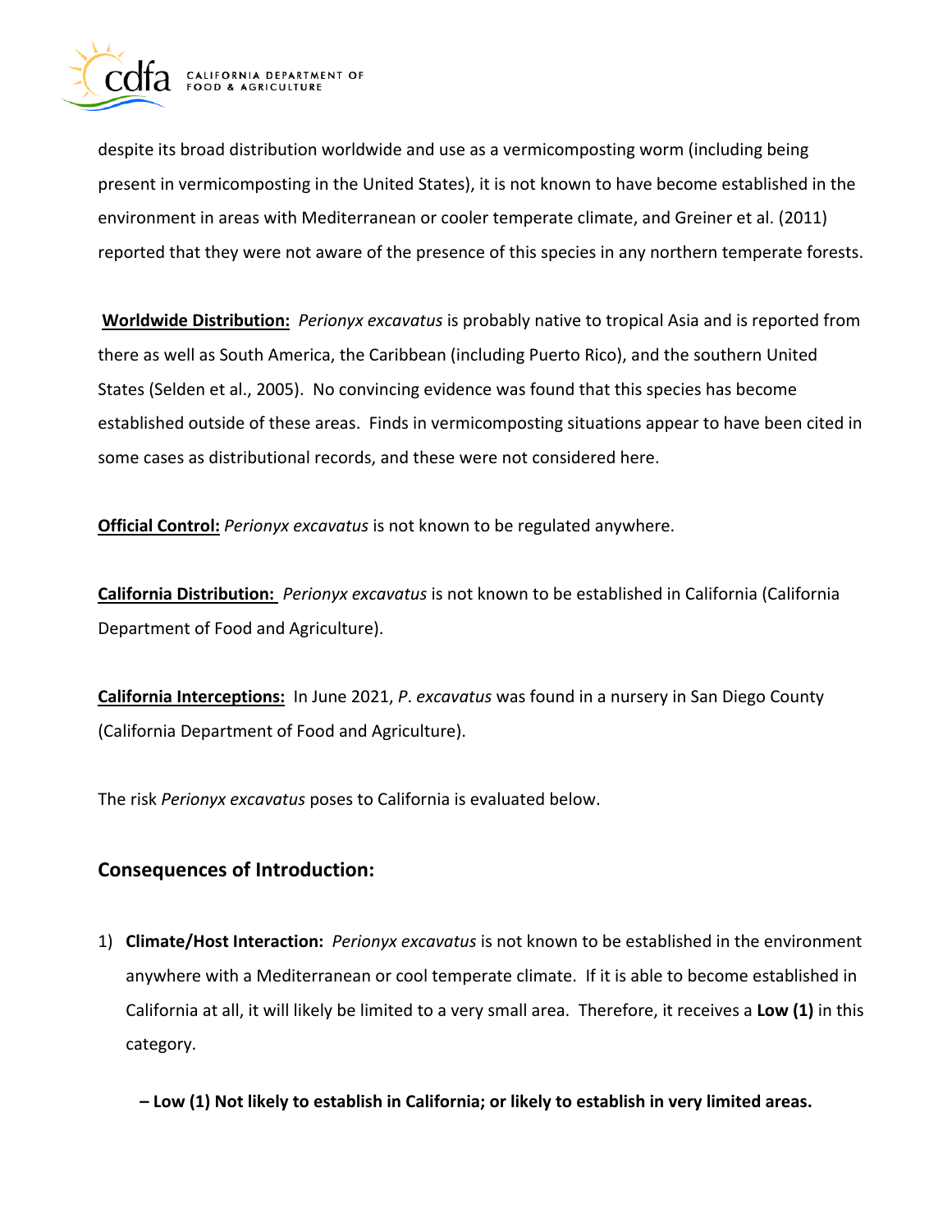despite its broad distribution worldwide and use as a vermicomposting worm (including being present in vermicomposting in the United States), it is not known to have become established in the environment in areas with Mediterranean or cooler temperate climate, and Greiner et al. (2011) reported that they were not aware of the presence of this species in any northern temperate forests.

**Worldwide Distribution:** *Perionyx excavatus* is probably native to tropical Asia and is reported from there as well as South America, the Caribbean (including Puerto Rico), and the southern United States (Selden et al., 2005). No convincing evidence was found that this species has become established outside of these areas. Finds in vermicomposting situations appear to have been cited in some cases as distributional records, and these were not considered here.

**Official Control:** *Perionyx excavatus* is not known to be regulated anywhere.

**California Distribution:** *Perionyx excavatus* is not known to be established in California (California Department of Food and Agriculture).

**California Interceptions:** In June 2021, *P. excavatus* was found in a nursery in San Diego County (California Department of Food and Agriculture).

The risk *Perionyx excavatus* poses to California is evaluated below.

## Consequences of Introduction:

1) **Climate/Host Interaction:** *Perionyx excavatus* is not known to be established in the environment anywhere with a Mediterranean or cool temperate climate. If it is able to become established in California at all, it will likely be limited to a very small area. Therefore, it receives a **Low (1)** in this category.

   **– Low (1) Not likely to establish in California; or likely to establish in very limited areas.**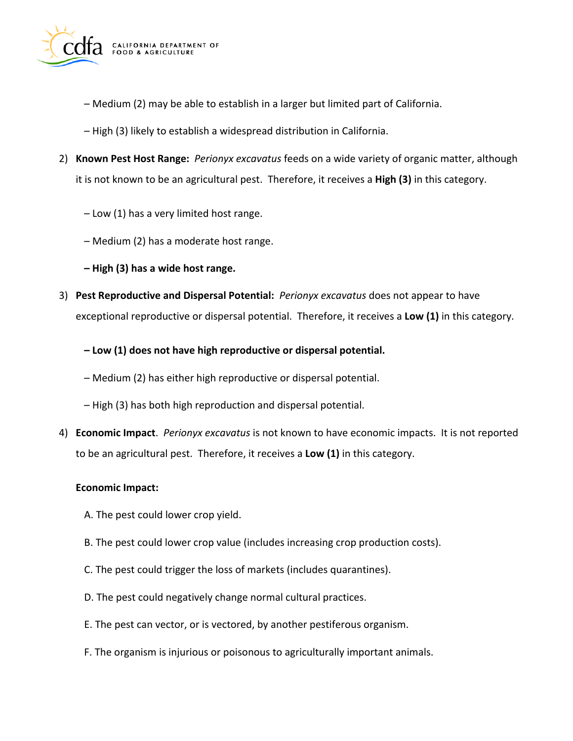– Medium (2) may be able to establish in a larger but limited part of California.

– High (3) likely to establish a widespread distribution in California.

2) **Known Pest Host Range:** *Perionyx excavatus* feeds on a wide variety of organic matter, although it is not known to be an agricultural pest. Therefore, it receives a **High (3)** in this category.

   – Low (1) has a very limited host range.

   – Medium (2) has a moderate host range.

   **– High (3) has a wide host range.**

3) **Pest Reproductive and Dispersal Potential:** *Perionyx excavatus* does not appear to have exceptional reproductive or dispersal potential. Therefore, it receives a **Low (1)** in this category.

   **– Low (1) does not have high reproductive or dispersal potential.**

   – Medium (2) has either high reproductive or dispersal potential.

   – High (3) has both high reproduction and dispersal potential.

4) **Economic Impact**. *Perionyx excavatus* is not known to have economic impacts. It is not reported to be an agricultural pest. Therefore, it receives a **Low (1)** in this category.

   **Economic Impact:**

   A. The pest could lower crop yield.

   B. The pest could lower crop value (includes increasing crop production costs).

   C. The pest could trigger the loss of markets (includes quarantines).

   D. The pest could negatively change normal cultural practices.

   E. The pest can vector, or is vectored, by another pestiferous organism.

   F. The organism is injurious or poisonous to agriculturally important animals.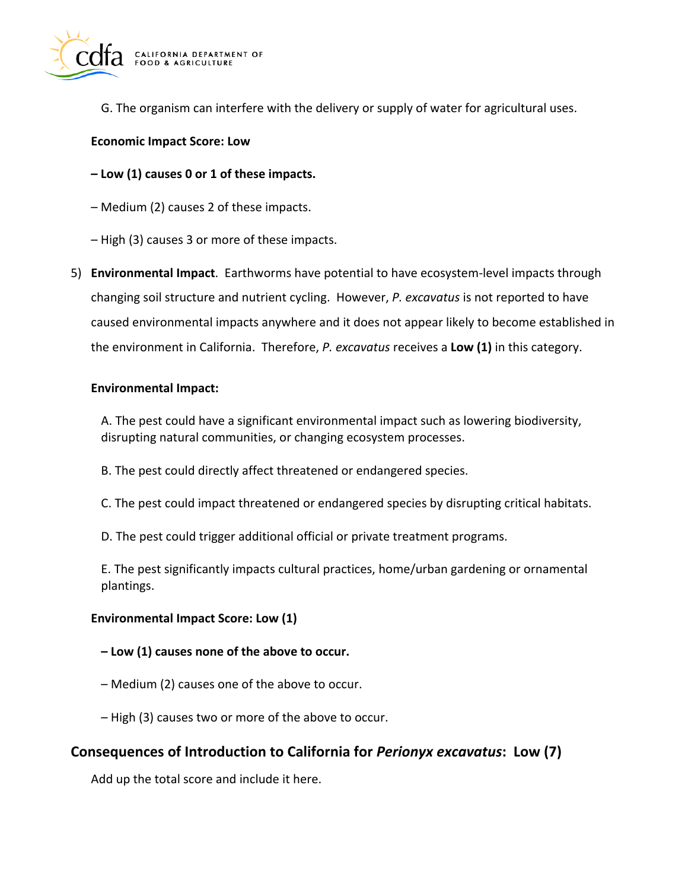G. The organism can interfere with the delivery or supply of water for agricultural uses.

**Economic Impact Score: Low**

**– Low (1) causes 0 or 1 of these impacts.**

– Medium (2) causes 2 of these impacts.

– High (3) causes 3 or more of these impacts.

5) **Environmental Impact**. Earthworms have potential to have ecosystem-level impacts through changing soil structure and nutrient cycling. However, *P. excavatus* is not reported to have caused environmental impacts anywhere and it does not appear likely to become established in the environment in California. Therefore, *P. excavatus* receives a **Low (1)** in this category.

**Environmental Impact:**

A. The pest could have a significant environmental impact such as lowering biodiversity, disrupting natural communities, or changing ecosystem processes.

B. The pest could directly affect threatened or endangered species.

C. The pest could impact threatened or endangered species by disrupting critical habitats.

D. The pest could trigger additional official or private treatment programs.

E. The pest significantly impacts cultural practices, home/urban gardening or ornamental plantings.

**Environmental Impact Score: Low (1)**

**– Low (1) causes none of the above to occur.**

– Medium (2) causes one of the above to occur.

– High (3) causes two or more of the above to occur.

## Consequences of Introduction to California for *Perionyx excavatus*: Low (7)

Add up the total score and include it here.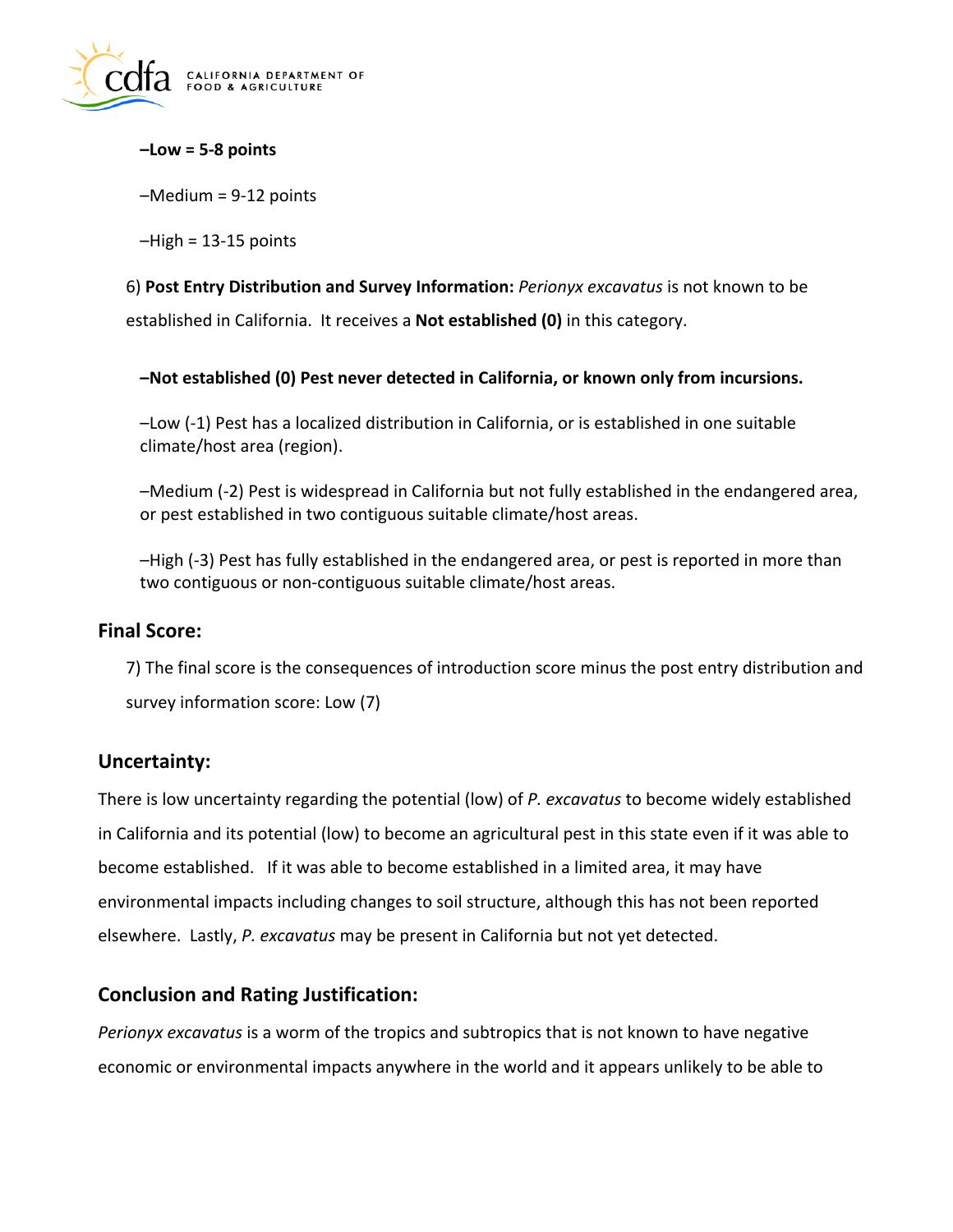**–Low = 5-8 points**

–Medium = 9-12 points

–High = 13-15 points

6) **Post Entry Distribution and Survey Information:** *Perionyx excavatus* is not known to be established in California. It receives a **Not established (0)** in this category.

**–Not established (0) Pest never detected in California, or known only from incursions.**

–Low (-1) Pest has a localized distribution in California, or is established in one suitable climate/host area (region).

–Medium (-2) Pest is widespread in California but not fully established in the endangered area, or pest established in two contiguous suitable climate/host areas.

–High (-3) Pest has fully established in the endangered area, or pest is reported in more than two contiguous or non-contiguous suitable climate/host areas.

## Final Score:

7) The final score is the consequences of introduction score minus the post entry distribution and survey information score: Low (7)

## Uncertainty:

There is low uncertainty regarding the potential (low) of *P. excavatus* to become widely established in California and its potential (low) to become an agricultural pest in this state even if it was able to become established. If it was able to become established in a limited area, it may have environmental impacts including changes to soil structure, although this has not been reported elsewhere. Lastly, *P. excavatus* may be present in California but not yet detected.

## Conclusion and Rating Justification:

*Perionyx excavatus* is a worm of the tropics and subtropics that is not known to have negative economic or environmental impacts anywhere in the world and it appears unlikely to be able to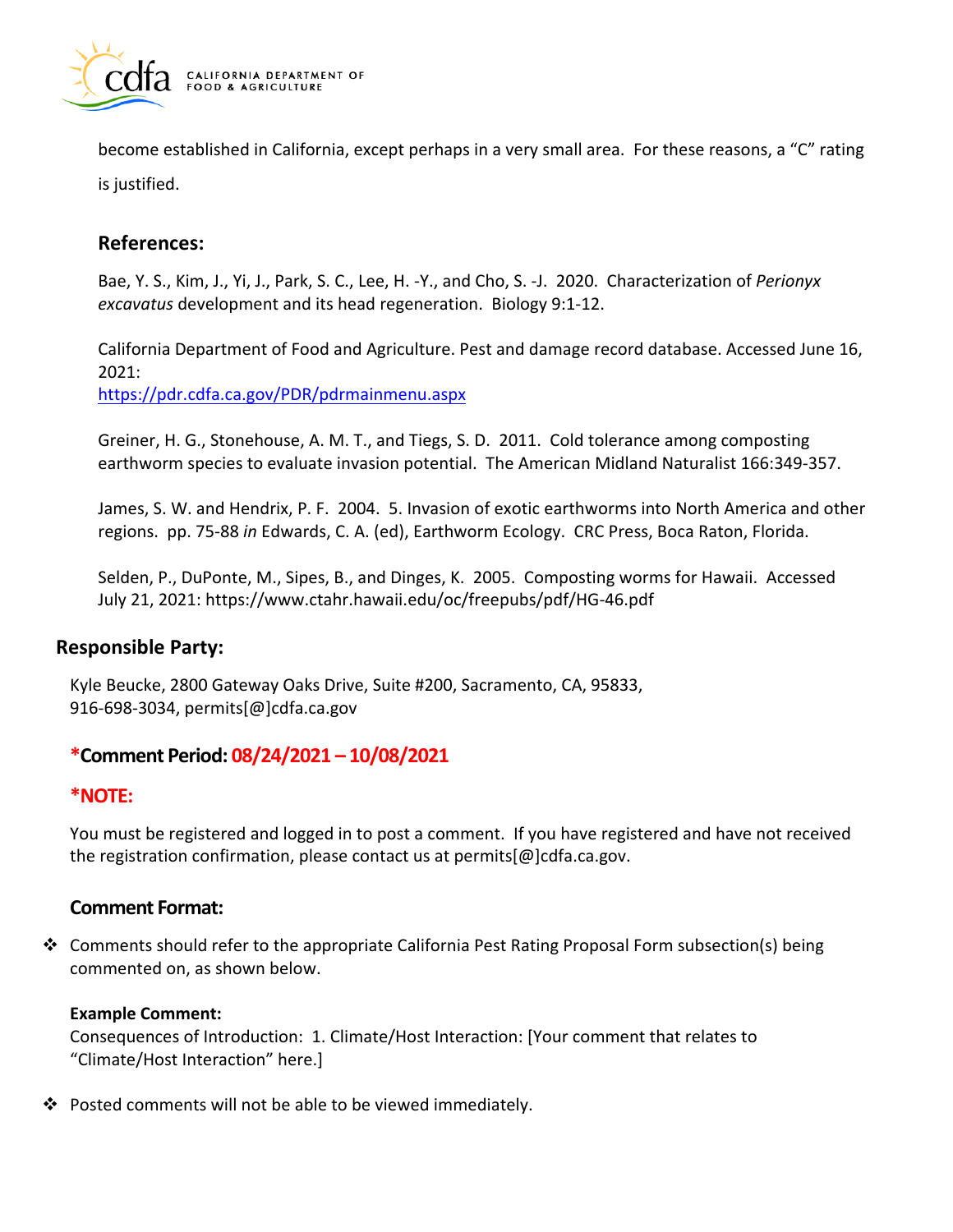become established in California, except perhaps in a very small area. For these reasons, a "C" rating is justified.

## References:

Bae, Y. S., Kim, J., Yi, J., Park, S. C., Lee, H. -Y., and Cho, S. -J. 2020. Characterization of *Perionyx excavatus* development and its head regeneration. Biology 9:1-12.

California Department of Food and Agriculture. Pest and damage record database. Accessed June 16, 2021:
https://pdr.cdfa.ca.gov/PDR/pdrmainmenu.aspx

Greiner, H. G., Stonehouse, A. M. T., and Tiegs, S. D. 2011. Cold tolerance among composting earthworm species to evaluate invasion potential. The American Midland Naturalist 166:349-357.

James, S. W. and Hendrix, P. F. 2004. 5. Invasion of exotic earthworms into North America and other regions. pp. 75-88 *in* Edwards, C. A. (ed), Earthworm Ecology. CRC Press, Boca Raton, Florida.

Selden, P., DuPonte, M., Sipes, B., and Dinges, K. 2005. Composting worms for Hawaii. Accessed July 21, 2021: https://www.ctahr.hawaii.edu/oc/freepubs/pdf/HG-46.pdf

## Responsible Party:

Kyle Beucke, 2800 Gateway Oaks Drive, Suite #200, Sacramento, CA, 95833,
916-698-3034, permits[@]cdfa.ca.gov

## *Comment Period: 08/24/2021 – 10/08/2021

## *NOTE:

You must be registered and logged in to post a comment. If you have registered and have not received the registration confirmation, please contact us at permits[@]cdfa.ca.gov.

## Comment Format:

- Comments should refer to the appropriate California Pest Rating Proposal Form subsection(s) being commented on, as shown below.

**Example Comment:**
Consequences of Introduction: 1. Climate/Host Interaction: [Your comment that relates to "Climate/Host Interaction" here.]

- Posted comments will not be able to be viewed immediately.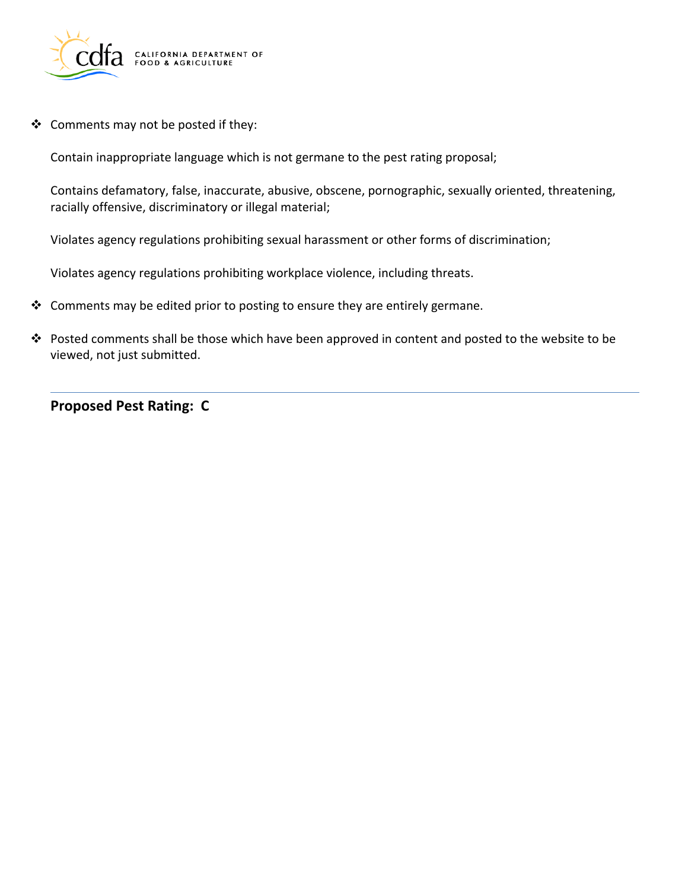- Comments may not be posted if they:

  Contain inappropriate language which is not germane to the pest rating proposal;

  Contains defamatory, false, inaccurate, abusive, obscene, pornographic, sexually oriented, threatening, racially offensive, discriminatory or illegal material;

  Violates agency regulations prohibiting sexual harassment or other forms of discrimination;

  Violates agency regulations prohibiting workplace violence, including threats.

- Comments may be edited prior to posting to ensure they are entirely germane.

- Posted comments shall be those which have been approved in content and posted to the website to be viewed, not just submitted.

---

**Proposed Pest Rating: C**